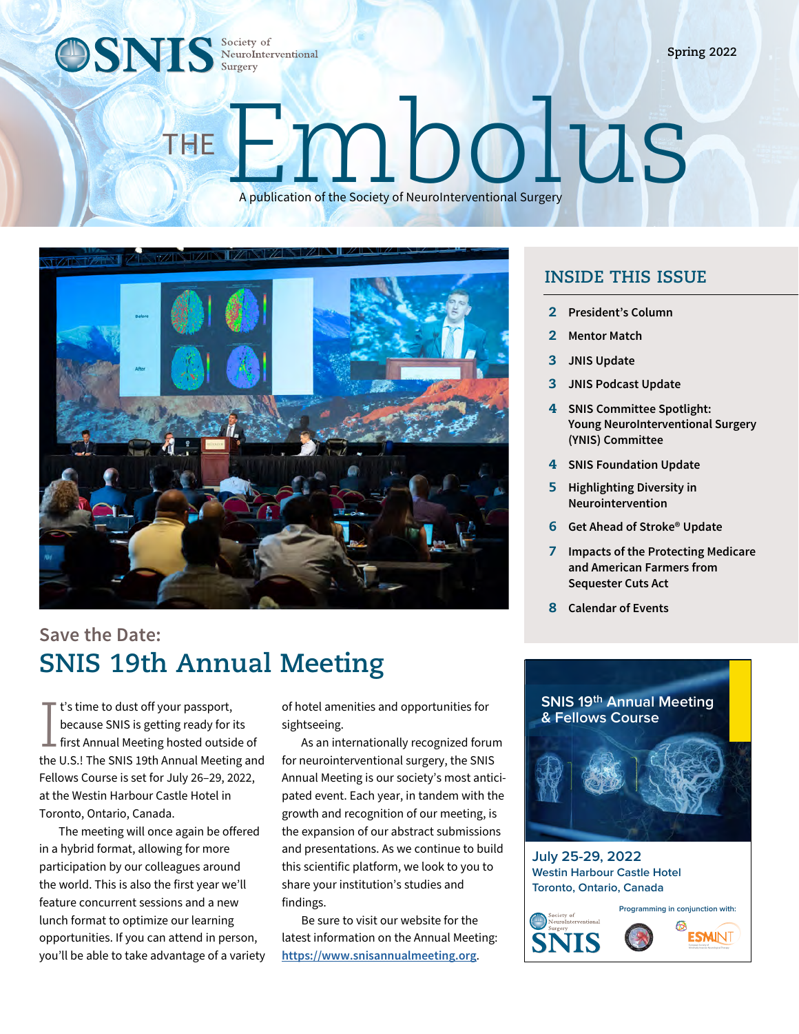# The Embolus

A publication of the Society of NeuroInterventional Surgery

Spring 2022

## INSIDE THIS ISSUE

- 2 President's Column
- 2 Mentor Match
- 3 JNIS Update
- 3 JNIS Podcast Update
- 4 SNIS Committee Spotlight: Young NeuroInterventional Surgery (YNIS) Committee
- 4 SNIS Foundation Update
- 5 Highlighting Diversity in Neurointervention
- 6 Get Ahead of Stroke® Update
- 7 Impacts of the Protecting Medicare and American Farmers from Sequester Cuts Act
- 8 Calendar of Events

### Save the Date:

## SNIS 19th Annual Meeting

It's time to dust off your passport, because SNIS is getting ready for its first Annual Meeting hosted outside of the U.S.! The SNIS 19th Annual Meeting and Fellows Course is set for July 26–29, 2022, at the Westin Harbour Castle Hotel in Toronto, Ontario, Canada.

The meeting will once again be offered in a hybrid format, allowing for more participation by our colleagues around the world. This is also the first year we'll feature concurrent sessions and a new lunch format to optimize our learning opportunities. If you can attend in person, you'll be able to take advantage of a variety of hotel amenities and opportunities for sightseeing.

As an internationally recognized forum for neurointerventional surgery, the SNIS Annual Meeting is our society's most anticipated event. Each year, in tandem with the growth and recognition of our meeting, is the expansion of our abstract submissions and presentations. As we continue to build this scientific platform, we look to you to share your institution's studies and findings.

Be sure to visit our website for the latest information on the Annual Meeting: https://www.snisannualmeeting.org.

**SNIS 19th Annual Meeting & Fellows Course**

**July 25-29, 2022**
Westin Harbour Castle Hotel
Toronto, Ontario, Canada

Programming in conjunction with: ESMINT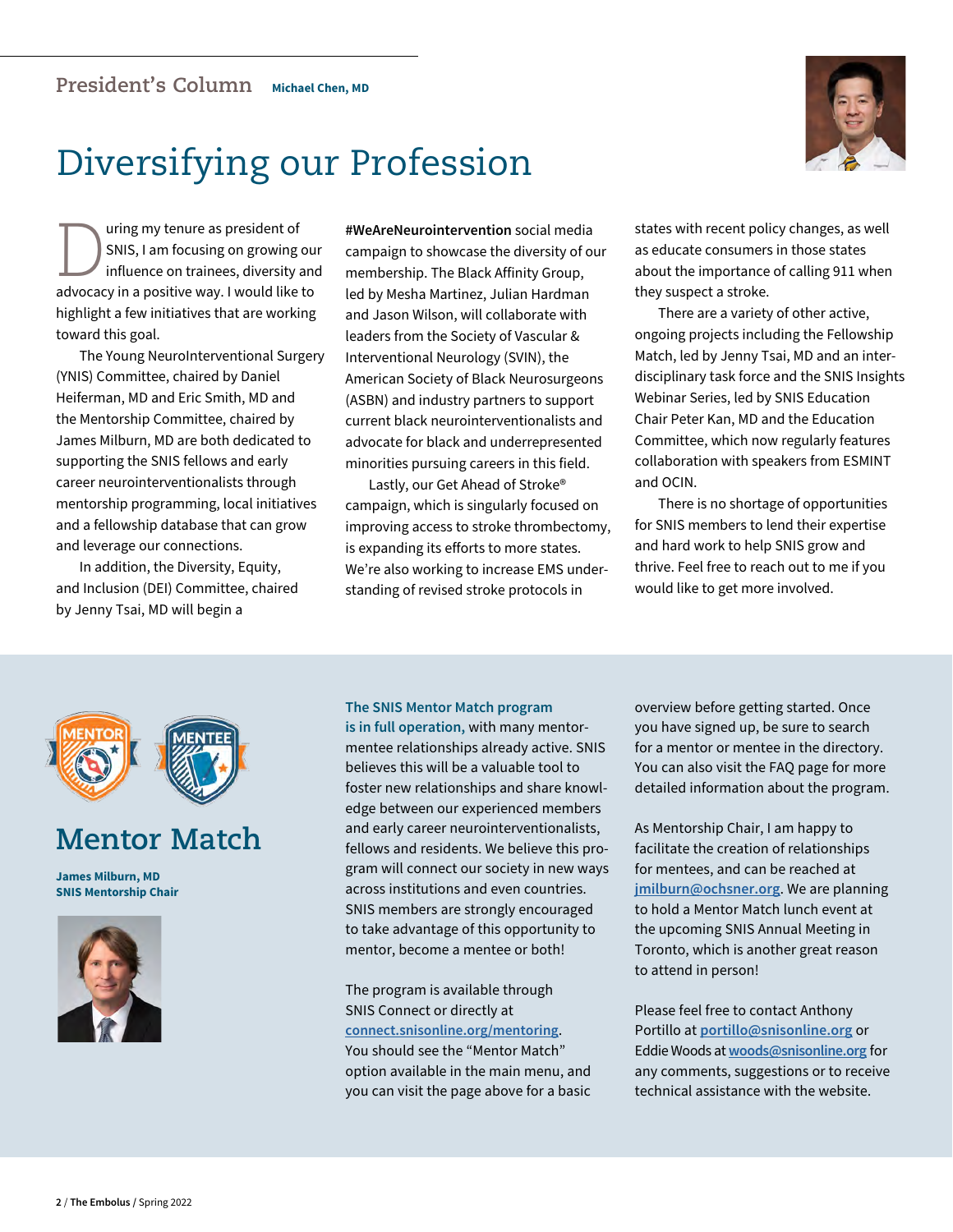President's Column **Michael Chen, MD**

# Diversifying our Profession

During my tenure as president of SNIS, I am focusing on growing our influence on trainees, diversity and advocacy in a positive way. I would like to highlight a few initiatives that are working toward this goal.

The Young NeuroInterventional Surgery (YNIS) Committee, chaired by Daniel Heiferman, MD and Eric Smith, MD and the Mentorship Committee, chaired by James Milburn, MD are both dedicated to supporting the SNIS fellows and early career neurointerventionalists through mentorship programming, local initiatives and a fellowship database that can grow and leverage our connections.

In addition, the Diversity, Equity, and Inclusion (DEI) Committee, chaired by Jenny Tsai, MD will begin a **#WeAreNeurointervention** social media campaign to showcase the diversity of our membership. The Black Affinity Group, led by Mesha Martinez, Julian Hardman and Jason Wilson, will collaborate with leaders from the Society of Vascular & Interventional Neurology (SVIN), the American Society of Black Neurosurgeons (ASBN) and industry partners to support current black neurointerventionalists and advocate for black and underrepresented minorities pursuing careers in this field.

Lastly, our Get Ahead of Stroke® campaign, which is singularly focused on improving access to stroke thrombectomy, is expanding its efforts to more states. We're also working to increase EMS understanding of revised stroke protocols in states with recent policy changes, as well as educate consumers in those states about the importance of calling 911 when they suspect a stroke.

There are a variety of other active, ongoing projects including the Fellowship Match, led by Jenny Tsai, MD and an interdisciplinary task force and the SNIS Insights Webinar Series, led by SNIS Education Chair Peter Kan, MD and the Education Committee, which now regularly features collaboration with speakers from ESMINT and OCIN.

There is no shortage of opportunities for SNIS members to lend their expertise and hard work to help SNIS grow and thrive. Feel free to reach out to me if you would like to get more involved.

## Mentor Match

**James Milburn, MD**
**SNIS Mentorship Chair**

**The SNIS Mentor Match program is in full operation,** with many mentor-mentee relationships already active. SNIS believes this will be a valuable tool to foster new relationships and share knowledge between our experienced members and early career neurointerventionalists, fellows and residents. We believe this program will connect our society in new ways across institutions and even countries. SNIS members are strongly encouraged to take advantage of this opportunity to mentor, become a mentee or both!

The program is available through SNIS Connect or directly at connect.snisonline.org/mentoring. You should see the "Mentor Match" option available in the main menu, and you can visit the page above for a basic overview before getting started. Once you have signed up, be sure to search for a mentor or mentee in the directory. You can also visit the FAQ page for more detailed information about the program.

As Mentorship Chair, I am happy to facilitate the creation of relationships for mentees, and can be reached at jmilburn@ochsner.org. We are planning to hold a Mentor Match lunch event at the upcoming SNIS Annual Meeting in Toronto, which is another great reason to attend in person!

Please feel free to contact Anthony Portillo at portillo@snisonline.org or Eddie Woods at woods@snisonline.org for any comments, suggestions or to receive technical assistance with the website.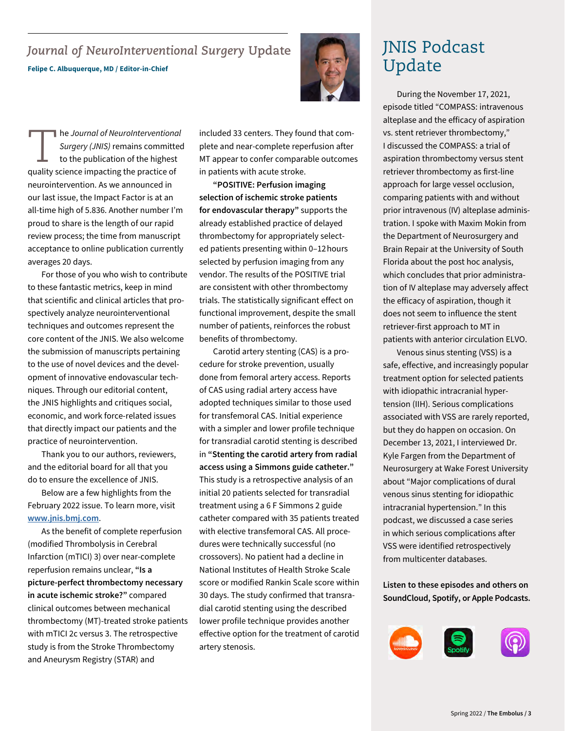## *Journal of NeuroInterventional Surgery* Update

**Felipe C. Albuquerque, MD / Editor-in-Chief**

The *Journal of NeuroInterventional Surgery (JNIS)* remains committed to the publication of the highest quality science impacting the practice of neurointervention. As we announced in our last issue, the Impact Factor is at an all-time high of 5.836. Another number I'm proud to share is the length of our rapid review process; the time from manuscript acceptance to online publication currently averages 20 days.

For those of you who wish to contribute to these fantastic metrics, keep in mind that scientific and clinical articles that prospectively analyze neurointerventional techniques and outcomes represent the core content of the JNIS. We also welcome the submission of manuscripts pertaining to the use of novel devices and the development of innovative endovascular techniques. Through our editorial content, the JNIS highlights and critiques social, economic, and work force-related issues that directly impact our patients and the practice of neurointervention.

Thank you to our authors, reviewers, and the editorial board for all that you do to ensure the excellence of JNIS.

Below are a few highlights from the February 2022 issue. To learn more, visit www.jnis.bmj.com.

As the benefit of complete reperfusion (modified Thrombolysis in Cerebral Infarction (mTICI) 3) over near-complete reperfusion remains unclear, **"Is a picture-perfect thrombectomy necessary in acute ischemic stroke?"** compared clinical outcomes between mechanical thrombectomy (MT)-treated stroke patients with mTICI 2c versus 3. The retrospective study is from the Stroke Thrombectomy and Aneurysm Registry (STAR) and included 33 centers. They found that complete and near-complete reperfusion after MT appear to confer comparable outcomes in patients with acute stroke.

**"POSITIVE: Perfusion imaging selection of ischemic stroke patients for endovascular therapy"** supports the already established practice of delayed thrombectomy for appropriately selected patients presenting within 0–12 hours selected by perfusion imaging from any vendor. The results of the POSITIVE trial are consistent with other thrombectomy trials. The statistically significant effect on functional improvement, despite the small number of patients, reinforces the robust benefits of thrombectomy.

Carotid artery stenting (CAS) is a procedure for stroke prevention, usually done from femoral artery access. Reports of CAS using radial artery access have adopted techniques similar to those used for transfemoral CAS. Initial experience with a simpler and lower profile technique for transradial carotid stenting is described in **"Stenting the carotid artery from radial access using a Simmons guide catheter."** This study is a retrospective analysis of an initial 20 patients selected for transradial treatment using a 6 F Simmons 2 guide catheter compared with 35 patients treated with elective transfemoral CAS. All procedures were technically successful (no crossovers). No patient had a decline in National Institutes of Health Stroke Scale score or modified Rankin Scale score within 30 days. The study confirmed that transradial carotid stenting using the described lower profile technique provides another effective option for the treatment of carotid artery stenosis.

## JNIS Podcast Update

During the November 17, 2021, episode titled "COMPASS: intravenous alteplase and the efficacy of aspiration vs. stent retriever thrombectomy," I discussed the COMPASS: a trial of aspiration thrombectomy versus stent retriever thrombectomy as first-line approach for large vessel occlusion, comparing patients with and without prior intravenous (IV) alteplase administration. I spoke with Maxim Mokin from the Department of Neurosurgery and Brain Repair at the University of South Florida about the post hoc analysis, which concludes that prior administration of IV alteplase may adversely affect the efficacy of aspiration, though it does not seem to influence the stent retriever-first approach to MT in patients with anterior circulation ELVO.

Venous sinus stenting (VSS) is a safe, effective, and increasingly popular treatment option for selected patients with idiopathic intracranial hypertension (IIH). Serious complications associated with VSS are rarely reported, but they do happen on occasion. On December 13, 2021, I interviewed Dr. Kyle Fargen from the Department of Neurosurgery at Wake Forest University about "Major complications of dural venous sinus stenting for idiopathic intracranial hypertension." In this podcast, we discussed a case series in which serious complications after VSS were identified retrospectively from multicenter databases.

**Listen to these episodes and others on SoundCloud, Spotify, or Apple Podcasts.**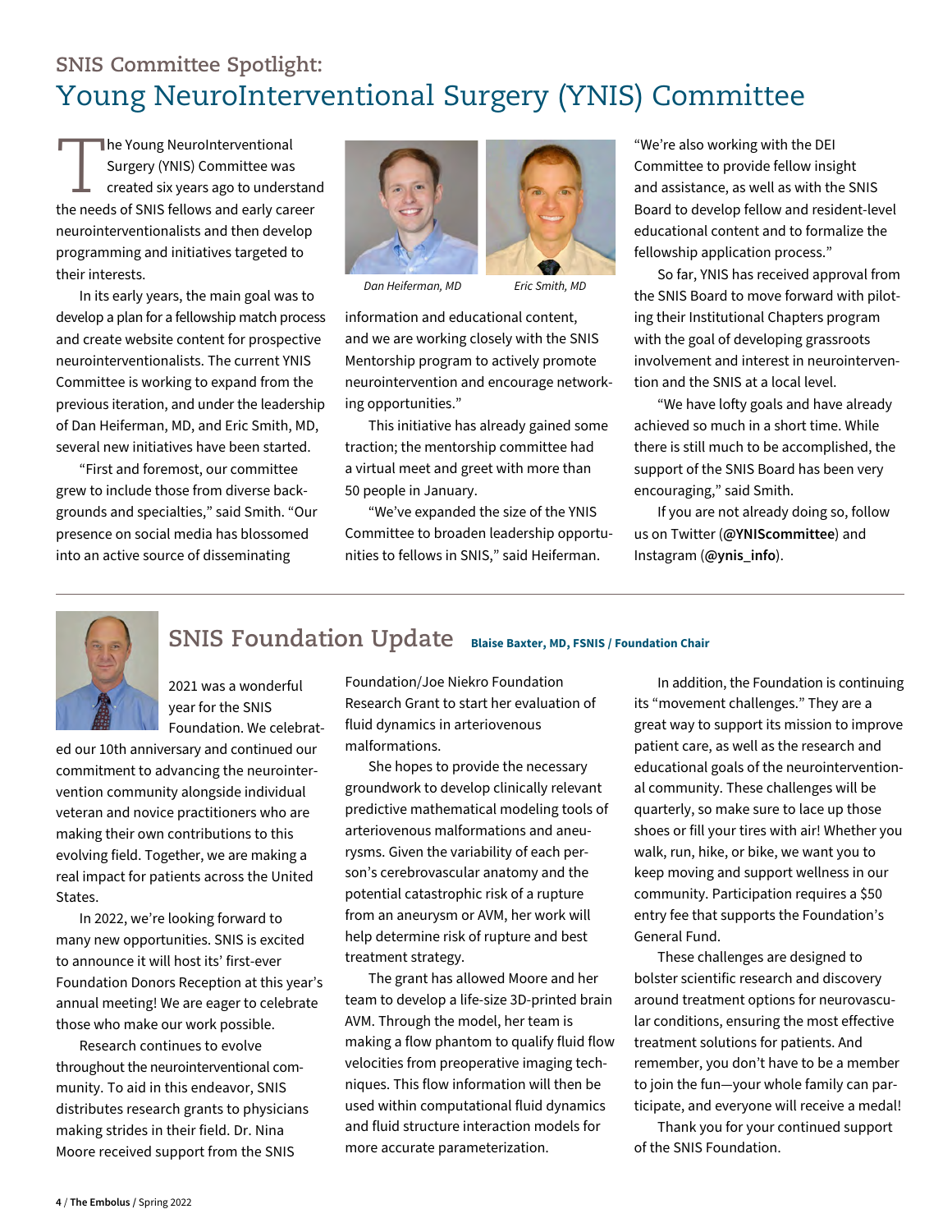## SNIS Committee Spotlight:

# Young NeuroInterventional Surgery (YNIS) Committee

The Young NeuroInterventional Surgery (YNIS) Committee was created six years ago to understand the needs of SNIS fellows and early career neurointerventionalists and then develop programming and initiatives targeted to their interests.

In its early years, the main goal was to develop a plan for a fellowship match process and create website content for prospective neurointerventionalists. The current YNIS Committee is working to expand from the previous iteration, and under the leadership of Dan Heiferman, MD, and Eric Smith, MD, several new initiatives have been started.

*Dan Heiferman, MD* *Eric Smith, MD*

"First and foremost, our committee grew to include those from diverse backgrounds and specialties," said Smith. "Our presence on social media has blossomed into an active source of disseminating information and educational content, and we are working closely with the SNIS Mentorship program to actively promote neurointervention and encourage networking opportunities."

This initiative has already gained some traction; the mentorship committee had a virtual meet and greet with more than 50 people in January.

"We've expanded the size of the YNIS Committee to broaden leadership opportunities to fellows in SNIS," said Heiferman. "We're also working with the DEI Committee to provide fellow insight and assistance, as well as with the SNIS Board to develop fellow and resident-level educational content and to formalize the fellowship application process."

So far, YNIS has received approval from the SNIS Board to move forward with piloting their Institutional Chapters program with the goal of developing grassroots involvement and interest in neurointervention and the SNIS at a local level.

"We have lofty goals and have already achieved so much in a short time. While there is still much to be accomplished, the support of the SNIS Board has been very encouraging," said Smith.

If you are not already doing so, follow us on Twitter (**@YNIScommittee**) and Instagram (**@ynis_info**).

---

# SNIS Foundation Update

**Blaise Baxter, MD, FSNIS / Foundation Chair**

2021 was a wonderful year for the SNIS Foundation. We celebrated our 10th anniversary and continued our commitment to advancing the neurointervention community alongside individual veteran and novice practitioners who are making their own contributions to this evolving field. Together, we are making a real impact for patients across the United States.

In 2022, we're looking forward to many new opportunities. SNIS is excited to announce it will host its' first-ever Foundation Donors Reception at this year's annual meeting! We are eager to celebrate those who make our work possible.

Research continues to evolve throughout the neurointerventional community. To aid in this endeavor, SNIS distributes research grants to physicians making strides in their field. Dr. Nina Moore received support from the SNIS Foundation/Joe Niekro Foundation Research Grant to start her evaluation of fluid dynamics in arteriovenous malformations.

She hopes to provide the necessary groundwork to develop clinically relevant predictive mathematical modeling tools of arteriovenous malformations and aneurysms. Given the variability of each person's cerebrovascular anatomy and the potential catastrophic risk of a rupture from an aneurysm or AVM, her work will help determine risk of rupture and best treatment strategy.

The grant has allowed Moore and her team to develop a life-size 3D-printed brain AVM. Through the model, her team is making a flow phantom to qualify fluid flow velocities from preoperative imaging techniques. This flow information will then be used within computational fluid dynamics and fluid structure interaction models for more accurate parameterization.

In addition, the Foundation is continuing its "movement challenges." They are a great way to support its mission to improve patient care, as well as the research and educational goals of the neurointerventional community. These challenges will be quarterly, so make sure to lace up those shoes or fill your tires with air! Whether you walk, run, hike, or bike, we want you to keep moving and support wellness in our community. Participation requires a $50 entry fee that supports the Foundation's General Fund.

These challenges are designed to bolster scientific research and discovery around treatment options for neurovascular conditions, ensuring the most effective treatment solutions for patients. And remember, you don't have to be a member to join the fun—your whole family can participate, and everyone will receive a medal!

Thank you for your continued support of the SNIS Foundation.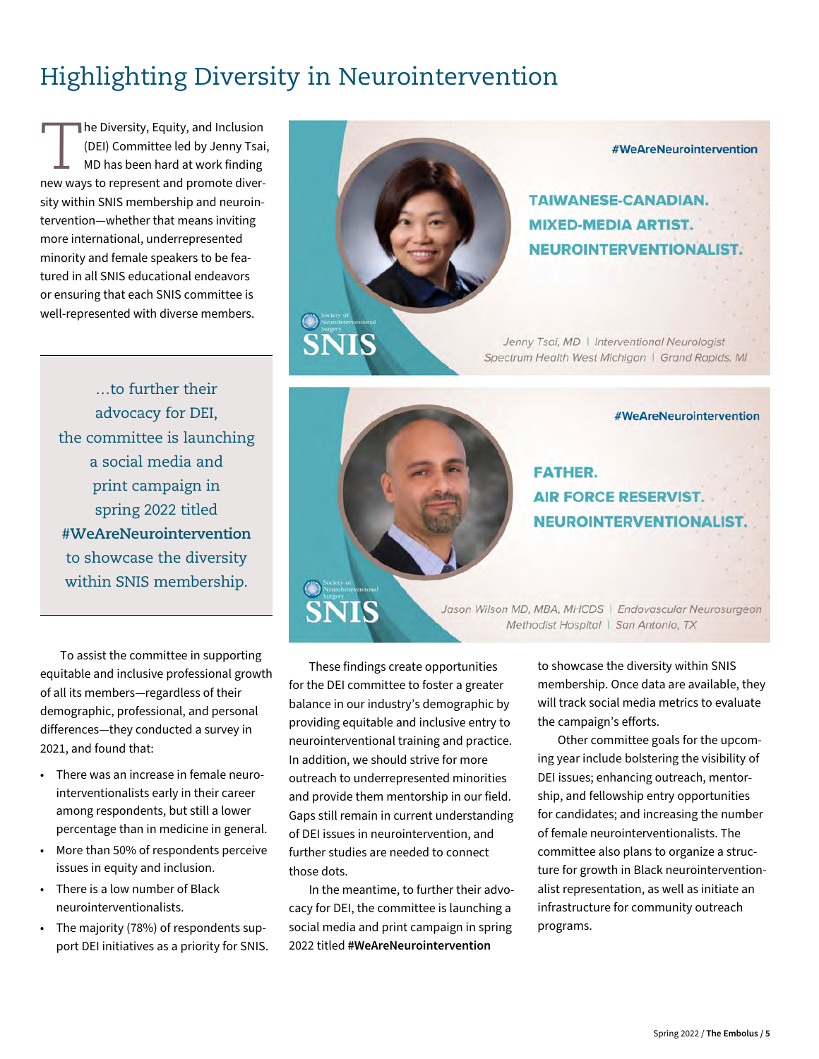# Highlighting Diversity in Neurointervention

The Diversity, Equity, and Inclusion (DEI) Committee led by Jenny Tsai, MD has been hard at work finding new ways to represent and promote diversity within SNIS membership and neurointervention—whether that means inviting more international, underrepresented minority and female speakers to be featured in all SNIS educational endeavors or ensuring that each SNIS committee is well-represented with diverse members.

> …to further their advocacy for DEI, the committee is launching a social media and print campaign in spring 2022 titled **#WeAreNeurointervention** to showcase the diversity within SNIS membership.

#WeAreNeurointervention

**TAIWANESE-CANADIAN. MIXED-MEDIA ARTIST. NEUROINTERVENTIONALIST.**

SNIS Society of Neurointerventional Surgery

*Jenny Tsai, MD | Interventional Neurologist*
*Spectrum Health West Michigan | Grand Rapids, MI*

#WeAreNeurointervention

**FATHER. AIR FORCE RESERVIST. NEUROINTERVENTIONALIST.**

SNIS Society of Neurointerventional Surgery

*Jason Wilson MD, MBA, MHCDS | Endovascular Neurosurgeon*
*Methodist Hospital | San Antonio, TX*

To assist the committee in supporting equitable and inclusive professional growth of all its members—regardless of their demographic, professional, and personal differences—they conducted a survey in 2021, and found that:

- There was an increase in female neurointerventionalists early in their career among respondents, but still a lower percentage than in medicine in general.
- More than 50% of respondents perceive issues in equity and inclusion.
- There is a low number of Black neurointerventionalists.
- The majority (78%) of respondents support DEI initiatives as a priority for SNIS.

These findings create opportunities for the DEI committee to foster a greater balance in our industry's demographic by providing equitable and inclusive entry to neurointerventional training and practice. In addition, we should strive for more outreach to underrepresented minorities and provide them mentorship in our field. Gaps still remain in current understanding of DEI issues in neurointervention, and further studies are needed to connect those dots.

In the meantime, to further their advocacy for DEI, the committee is launching a social media and print campaign in spring 2022 titled **#WeAreNeurointervention** to showcase the diversity within SNIS membership. Once data are available, they will track social media metrics to evaluate the campaign's efforts.

Other committee goals for the upcoming year include bolstering the visibility of DEI issues; enhancing outreach, mentorship, and fellowship entry opportunities for candidates; and increasing the number of female neurointerventionalists. The committee also plans to organize a structure for growth in Black neurointerventionalist representation, as well as initiate an infrastructure for community outreach programs.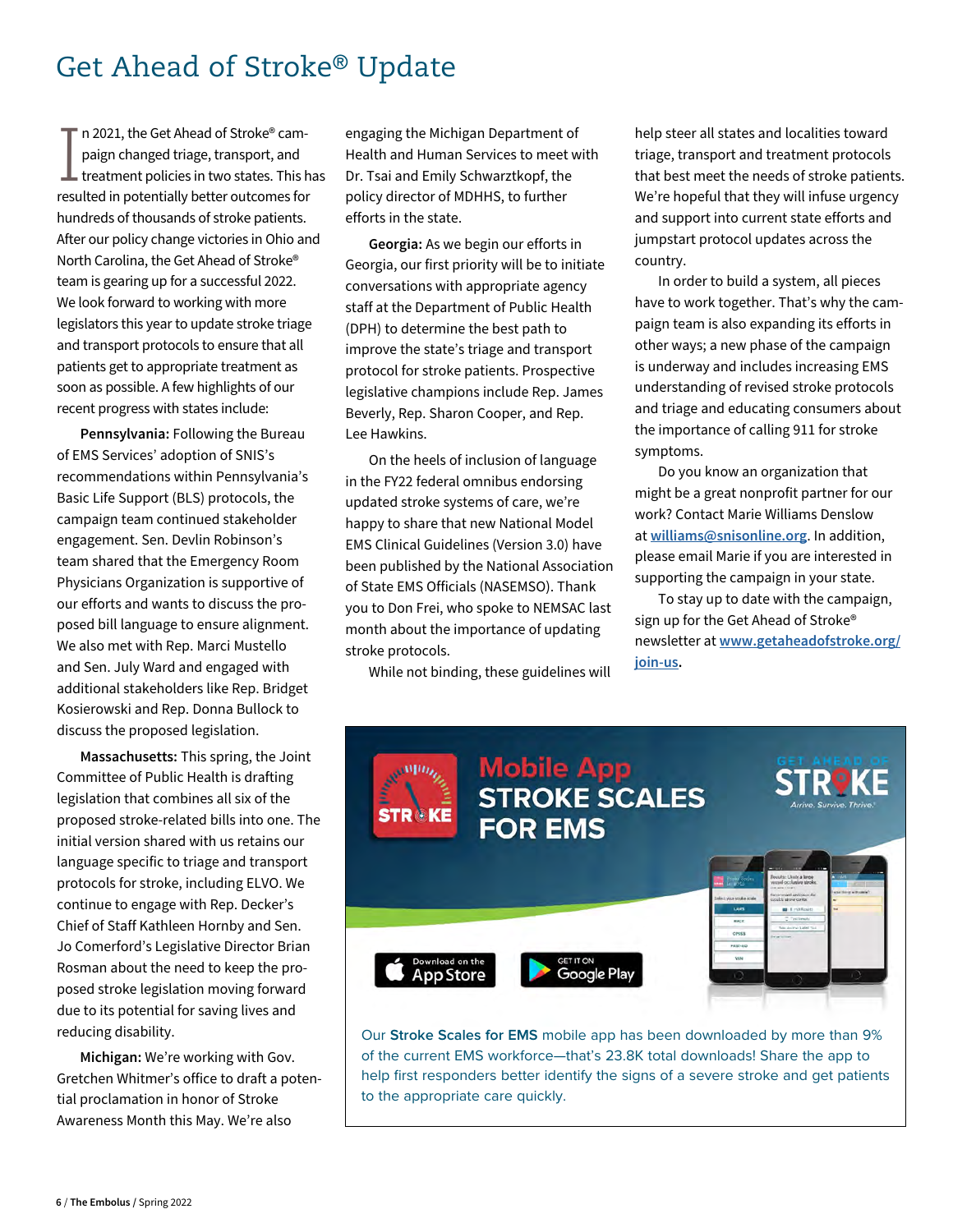# Get Ahead of Stroke® Update

In 2021, the Get Ahead of Stroke® campaign changed triage, transport, and treatment policies in two states. This has resulted in potentially better outcomes for hundreds of thousands of stroke patients. After our policy change victories in Ohio and North Carolina, the Get Ahead of Stroke® team is gearing up for a successful 2022. We look forward to working with more legislators this year to update stroke triage and transport protocols to ensure that all patients get to appropriate treatment as soon as possible. A few highlights of our recent progress with states include:

**Pennsylvania:** Following the Bureau of EMS Services' adoption of SNIS's recommendations within Pennsylvania's Basic Life Support (BLS) protocols, the campaign team continued stakeholder engagement. Sen. Devlin Robinson's team shared that the Emergency Room Physicians Organization is supportive of our efforts and wants to discuss the proposed bill language to ensure alignment. We also met with Rep. Marci Mustello and Sen. July Ward and engaged with additional stakeholders like Rep. Bridget Kosierowski and Rep. Donna Bullock to discuss the proposed legislation.

**Massachusetts:** This spring, the Joint Committee of Public Health is drafting legislation that combines all six of the proposed stroke-related bills into one. The initial version shared with us retains our language specific to triage and transport protocols for stroke, including ELVO. We continue to engage with Rep. Decker's Chief of Staff Kathleen Hornby and Sen. Jo Comerford's Legislative Director Brian Rosman about the need to keep the proposed stroke legislation moving forward due to its potential for saving lives and reducing disability.

**Michigan:** We're working with Gov. Gretchen Whitmer's office to draft a potential proclamation in honor of Stroke Awareness Month this May. We're also engaging the Michigan Department of Health and Human Services to meet with Dr. Tsai and Emily Schwartzkopf, the policy director of MDHHS, to further efforts in the state.

**Georgia:** As we begin our efforts in Georgia, our first priority will be to initiate conversations with appropriate agency staff at the Department of Public Health (DPH) to determine the best path to improve the state's triage and transport protocol for stroke patients. Prospective legislative champions include Rep. James Beverly, Rep. Sharon Cooper, and Rep. Lee Hawkins.

On the heels of inclusion of language in the FY22 federal omnibus endorsing updated stroke systems of care, we're happy to share that new National Model EMS Clinical Guidelines (Version 3.0) have been published by the National Association of State EMS Officials (NASEMSO). Thank you to Don Frei, who spoke to NEMSAC last month about the importance of updating stroke protocols.

While not binding, these guidelines will help steer all states and localities toward triage, transport and treatment protocols that best meet the needs of stroke patients. We're hopeful that they will infuse urgency and support into current state efforts and jumpstart protocol updates across the country.

In order to build a system, all pieces have to work together. That's why the campaign team is also expanding its efforts in other ways; a new phase of the campaign is underway and includes increasing EMS understanding of revised stroke protocols and triage and educating consumers about the importance of calling 911 for stroke symptoms.

Do you know an organization that might be a great nonprofit partner for our work? Contact Marie Williams Denslow at [williams@snisonline.org](mailto:williams@snisonline.org). In addition, please email Marie if you are interested in supporting the campaign in your state.

To stay up to date with the campaign, sign up for the Get Ahead of Stroke® newsletter at [www.getaheadofstroke.org/join-us](http://www.getaheadofstroke.org/join-us).

Mobile App STROKE SCALES FOR EMS

GET AHEAD OF STROKE — Arrive. Survive. Thrive.

Download on the App Store | GET IT ON Google Play

Our **Stroke Scales for EMS** mobile app has been downloaded by more than 9% of the current EMS workforce—that's 23.8K total downloads! Share the app to help first responders better identify the signs of a severe stroke and get patients to the appropriate care quickly.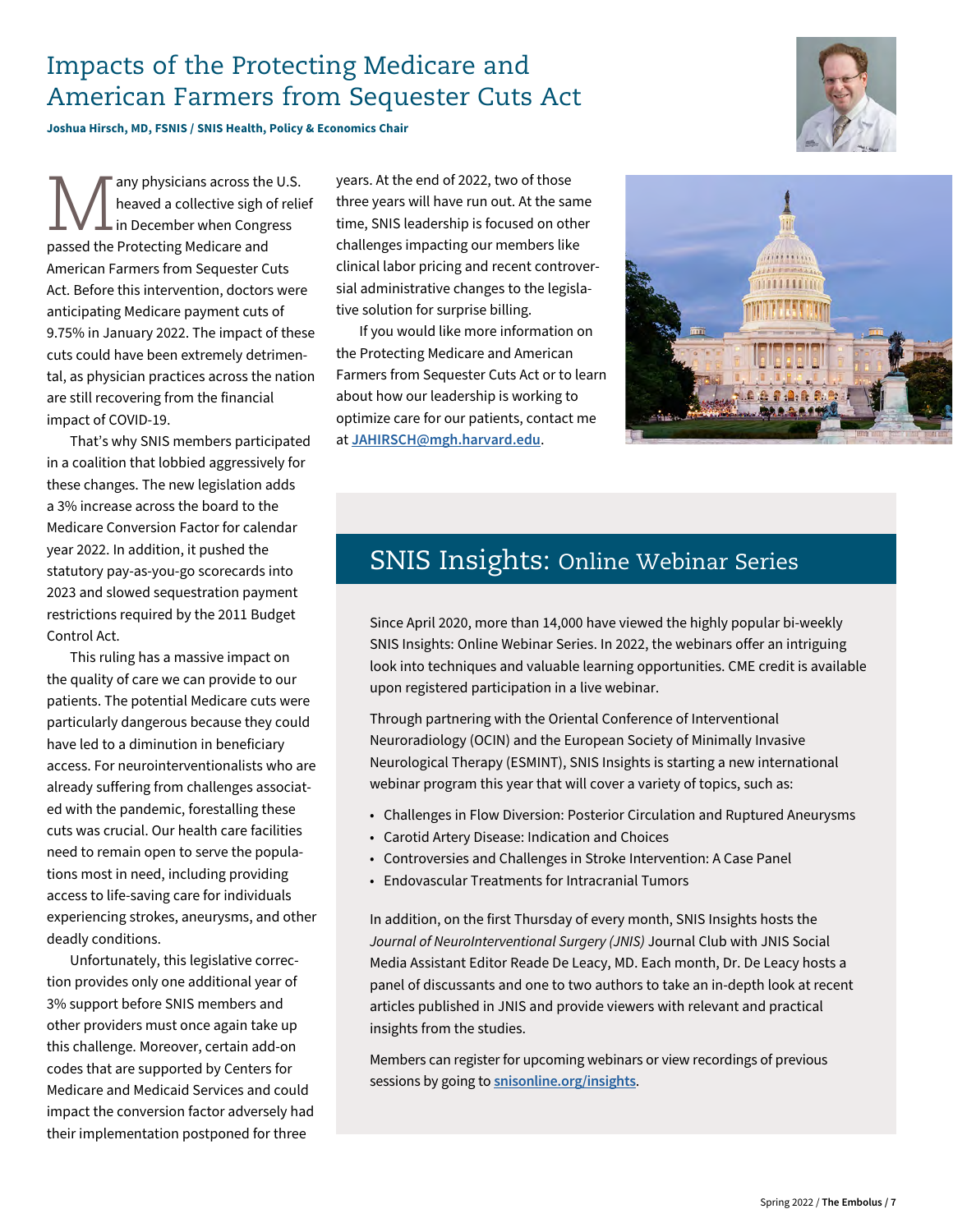# Impacts of the Protecting Medicare and American Farmers from Sequester Cuts Act

**Joshua Hirsch, MD, FSNIS / SNIS Health, Policy & Economics Chair**

Many physicians across the U.S. heaved a collective sigh of relief in December when Congress passed the Protecting Medicare and American Farmers from Sequester Cuts Act. Before this intervention, doctors were anticipating Medicare payment cuts of 9.75% in January 2022. The impact of these cuts could have been extremely detrimental, as physician practices across the nation are still recovering from the financial impact of COVID-19.

That's why SNIS members participated in a coalition that lobbied aggressively for these changes. The new legislation adds a 3% increase across the board to the Medicare Conversion Factor for calendar year 2022. In addition, it pushed the statutory pay-as-you-go scorecards into 2023 and slowed sequestration payment restrictions required by the 2011 Budget Control Act.

This ruling has a massive impact on the quality of care we can provide to our patients. The potential Medicare cuts were particularly dangerous because they could have led to a diminution in beneficiary access. For neurointerventionalists who are already suffering from challenges associated with the pandemic, forestalling these cuts was crucial. Our health care facilities need to remain open to serve the populations most in need, including providing access to life-saving care for individuals experiencing strokes, aneurysms, and other deadly conditions.

Unfortunately, this legislative correction provides only one additional year of 3% support before SNIS members and other providers must once again take up this challenge. Moreover, certain add-on codes that are supported by Centers for Medicare and Medicaid Services and could impact the conversion factor adversely had their implementation postponed for three years. At the end of 2022, two of those three years will have run out. At the same time, SNIS leadership is focused on other challenges impacting our members like clinical labor pricing and recent controversial administrative changes to the legislative solution for surprise billing.

If you would like more information on the Protecting Medicare and American Farmers from Sequester Cuts Act or to learn about how our leadership is working to optimize care for our patients, contact me at **JAHIRSCH@mgh.harvard.edu**.

## SNIS Insights: Online Webinar Series

Since April 2020, more than 14,000 have viewed the highly popular bi-weekly SNIS Insights: Online Webinar Series. In 2022, the webinars offer an intriguing look into techniques and valuable learning opportunities. CME credit is available upon registered participation in a live webinar.

Through partnering with the Oriental Conference of Interventional Neuroradiology (OCIN) and the European Society of Minimally Invasive Neurological Therapy (ESMINT), SNIS Insights is starting a new international webinar program this year that will cover a variety of topics, such as:

- Challenges in Flow Diversion: Posterior Circulation and Ruptured Aneurysms
- Carotid Artery Disease: Indication and Choices
- Controversies and Challenges in Stroke Intervention: A Case Panel
- Endovascular Treatments for Intracranial Tumors

In addition, on the first Thursday of every month, SNIS Insights hosts the *Journal of NeuroInterventional Surgery (JNIS)* Journal Club with JNIS Social Media Assistant Editor Reade De Leacy, MD. Each month, Dr. De Leacy hosts a panel of discussants and one to two authors to take an in-depth look at recent articles published in JNIS and provide viewers with relevant and practical insights from the studies.

Members can register for upcoming webinars or view recordings of previous sessions by going to **snisonline.org/insights**.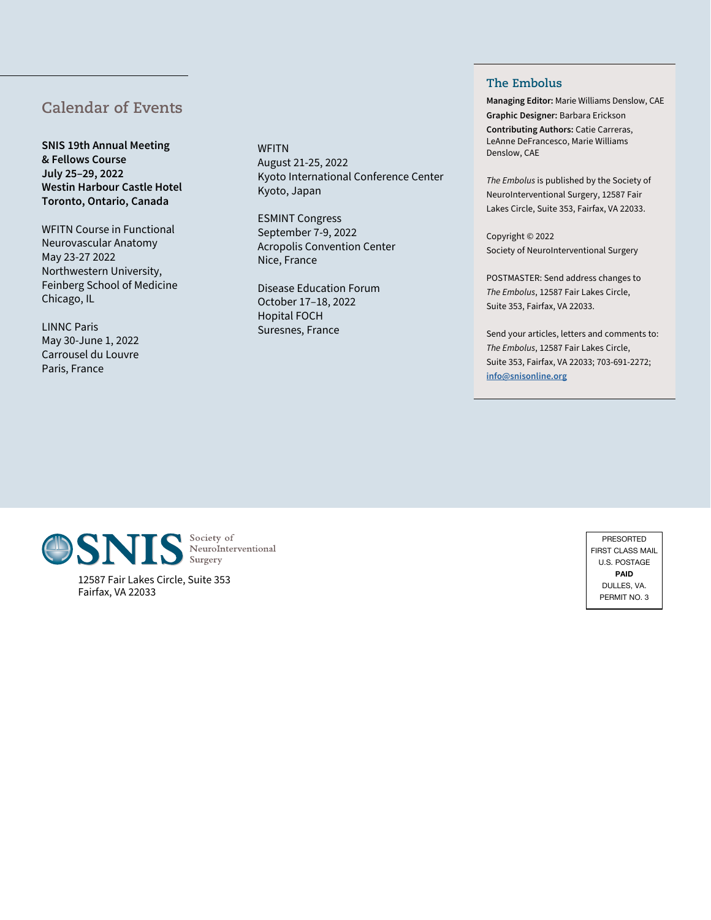## Calendar of Events

**SNIS 19th Annual Meeting & Fellows Course**
**July 25–29, 2022**
**Westin Harbour Castle Hotel**
**Toronto, Ontario, Canada**

WFITN Course in Functional Neurovascular Anatomy
May 23-27 2022
Northwestern University, Feinberg School of Medicine
Chicago, IL

LINNC Paris
May 30-June 1, 2022
Carrousel du Louvre
Paris, France

WFITN
August 21-25, 2022
Kyoto International Conference Center
Kyoto, Japan

ESMINT Congress
September 7-9, 2022
Acropolis Convention Center
Nice, France

Disease Education Forum
October 17–18, 2022
Hopital FOCH
Suresnes, France

### The Embolus

**Managing Editor:** Marie Williams Denslow, CAE
**Graphic Designer:** Barbara Erickson
**Contributing Authors:** Catie Carreras, LeAnne DeFrancesco, Marie Williams Denslow, CAE

*The Embolus* is published by the Society of NeuroInterventional Surgery, 12587 Fair Lakes Circle, Suite 353, Fairfax, VA 22033.

Copyright © 2022
Society of NeuroInterventional Surgery

POSTMASTER: Send address changes to *The Embolus*, 12587 Fair Lakes Circle, Suite 353, Fairfax, VA 22033.

Send your articles, letters and comments to: *The Embolus*, 12587 Fair Lakes Circle, Suite 353, Fairfax, VA 22033; 703-691-2272; **info@snisonline.org**

SNIS Society of NeuroInterventional Surgery
12587 Fair Lakes Circle, Suite 353
Fairfax, VA 22033

PRESORTED
FIRST CLASS MAIL
U.S. POSTAGE
**PAID**
DULLES, VA.
PERMIT NO. 3